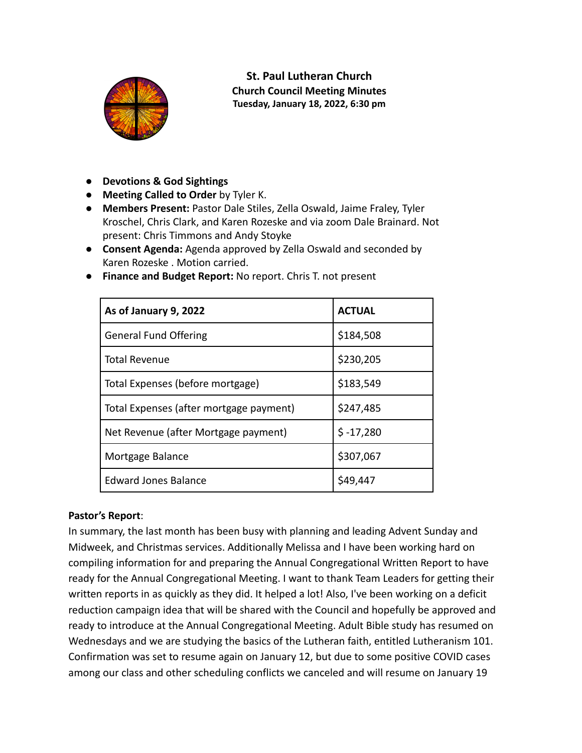**St. Paul Lutheran Church**
**Church Council Meeting Minutes**
**Tuesday, January 18, 2022, 6:30 pm**

- **Devotions & God Sightings**
- **Meeting Called to Order** by Tyler K.
- **Members Present:** Pastor Dale Stiles, Zella Oswald, Jaime Fraley, Tyler Kroschel, Chris Clark, and Karen Rozeske and via zoom Dale Brainard. Not present: Chris Timmons and Andy Stoyke
- **Consent Agenda:** Agenda approved by Zella Oswald and seconded by Karen Rozeske . Motion carried.
- **Finance and Budget Report:** No report. Chris T. not present

| As of January 9, 2022 | ACTUAL |
|---|---|
| General Fund Offering | $184,508 |
| Total Revenue | $230,205 |
| Total Expenses (before mortgage) | $183,549 |
| Total Expenses (after mortgage payment) | $247,485 |
| Net Revenue (after Mortgage payment) | $ -17,280 |
| Mortgage Balance | $307,067 |
| Edward Jones Balance | $49,447 |

**Pastor's Report**:
In summary, the last month has been busy with planning and leading Advent Sunday and Midweek, and Christmas services. Additionally Melissa and I have been working hard on compiling information for and preparing the Annual Congregational Written Report to have ready for the Annual Congregational Meeting. I want to thank Team Leaders for getting their written reports in as quickly as they did. It helped a lot! Also, I've been working on a deficit reduction campaign idea that will be shared with the Council and hopefully be approved and ready to introduce at the Annual Congregational Meeting. Adult Bible study has resumed on Wednesdays and we are studying the basics of the Lutheran faith, entitled Lutheranism 101. Confirmation was set to resume again on January 12, but due to some positive COVID cases among our class and other scheduling conflicts we canceled and will resume on January 19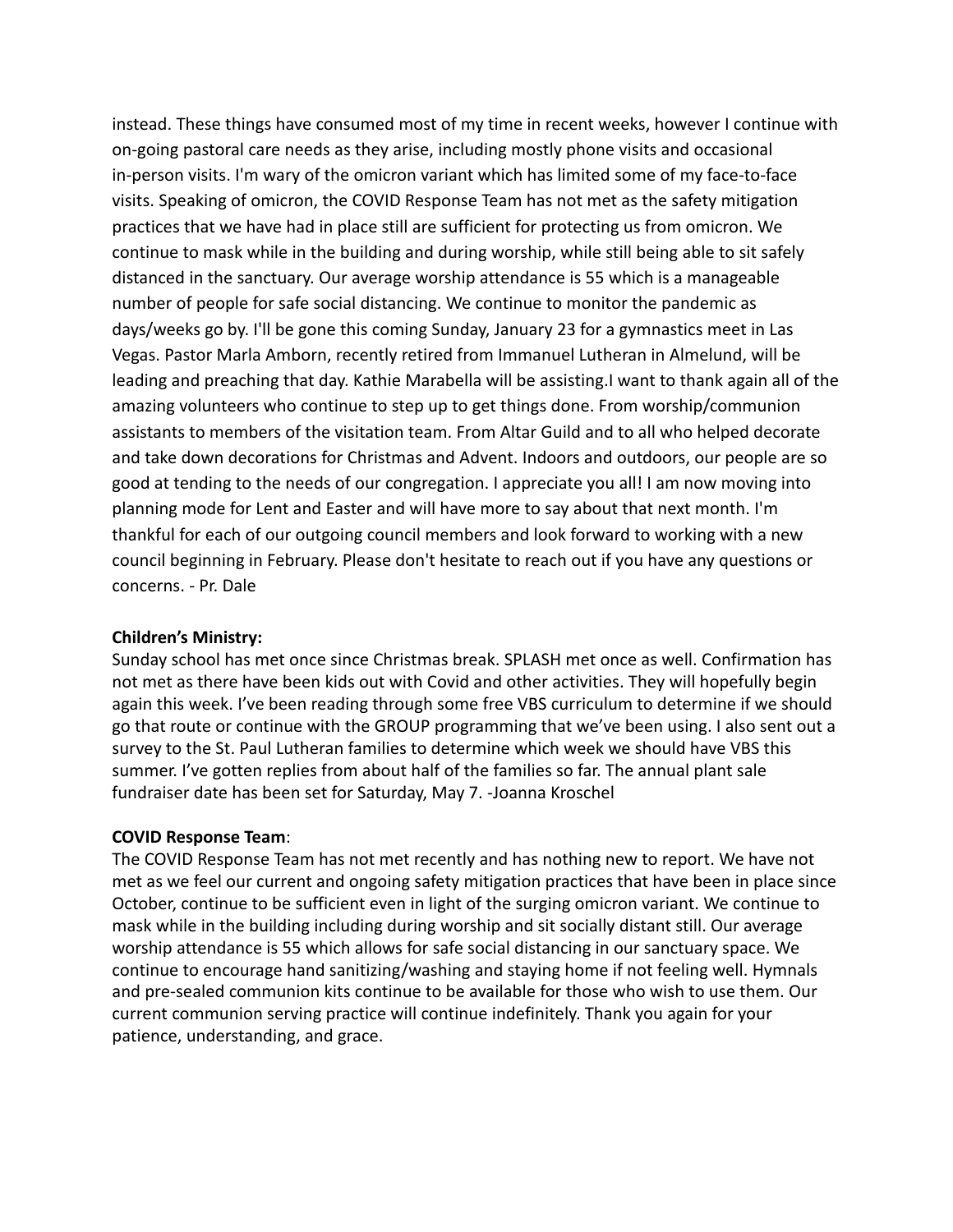instead. These things have consumed most of my time in recent weeks, however I continue with on-going pastoral care needs as they arise, including mostly phone visits and occasional in-person visits. I'm wary of the omicron variant which has limited some of my face-to-face visits. Speaking of omicron, the COVID Response Team has not met as the safety mitigation practices that we have had in place still are sufficient for protecting us from omicron. We continue to mask while in the building and during worship, while still being able to sit safely distanced in the sanctuary. Our average worship attendance is 55 which is a manageable number of people for safe social distancing. We continue to monitor the pandemic as days/weeks go by. I'll be gone this coming Sunday, January 23 for a gymnastics meet in Las Vegas. Pastor Marla Amborn, recently retired from Immanuel Lutheran in Almelund, will be leading and preaching that day. Kathie Marabella will be assisting.I want to thank again all of the amazing volunteers who continue to step up to get things done. From worship/communion assistants to members of the visitation team. From Altar Guild and to all who helped decorate and take down decorations for Christmas and Advent. Indoors and outdoors, our people are so good at tending to the needs of our congregation. I appreciate you all! I am now moving into planning mode for Lent and Easter and will have more to say about that next month. I'm thankful for each of our outgoing council members and look forward to working with a new council beginning in February. Please don't hesitate to reach out if you have any questions or concerns. - Pr. Dale

**Children's Ministry:**
Sunday school has met once since Christmas break. SPLASH met once as well. Confirmation has not met as there have been kids out with Covid and other activities. They will hopefully begin again this week. I've been reading through some free VBS curriculum to determine if we should go that route or continue with the GROUP programming that we've been using. I also sent out a survey to the St. Paul Lutheran families to determine which week we should have VBS this summer. I've gotten replies from about half of the families so far. The annual plant sale fundraiser date has been set for Saturday, May 7. -Joanna Kroschel

**COVID Response Team**:
The COVID Response Team has not met recently and has nothing new to report. We have not met as we feel our current and ongoing safety mitigation practices that have been in place since October, continue to be sufficient even in light of the surging omicron variant. We continue to mask while in the building including during worship and sit socially distant still. Our average worship attendance is 55 which allows for safe social distancing in our sanctuary space. We continue to encourage hand sanitizing/washing and staying home if not feeling well. Hymnals and pre-sealed communion kits continue to be available for those who wish to use them. Our current communion serving practice will continue indefinitely. Thank you again for your patience, understanding, and grace.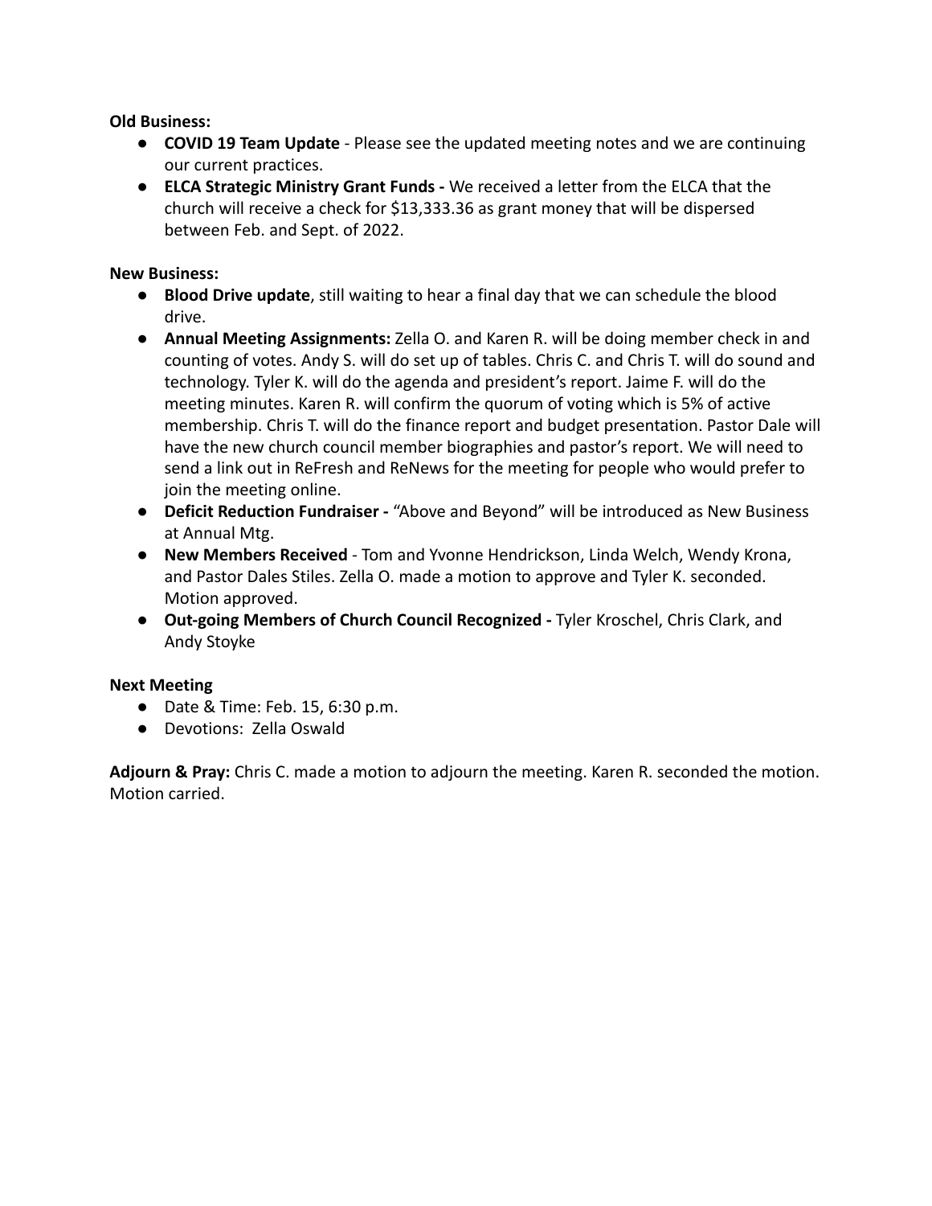**Old Business:**

- **COVID 19 Team Update** - Please see the updated meeting notes and we are continuing our current practices.
- **ELCA Strategic Ministry Grant Funds -** We received a letter from the ELCA that the church will receive a check for $13,333.36 as grant money that will be dispersed between Feb. and Sept. of 2022.

**New Business:**

- **Blood Drive update**, still waiting to hear a final day that we can schedule the blood drive.
- **Annual Meeting Assignments:** Zella O. and Karen R. will be doing member check in and counting of votes. Andy S. will do set up of tables. Chris C. and Chris T. will do sound and technology. Tyler K. will do the agenda and president's report. Jaime F. will do the meeting minutes. Karen R. will confirm the quorum of voting which is 5% of active membership. Chris T. will do the finance report and budget presentation. Pastor Dale will have the new church council member biographies and pastor's report. We will need to send a link out in ReFresh and ReNews for the meeting for people who would prefer to join the meeting online.
- **Deficit Reduction Fundraiser -** "Above and Beyond" will be introduced as New Business at Annual Mtg.
- **New Members Received** - Tom and Yvonne Hendrickson, Linda Welch, Wendy Krona, and Pastor Dales Stiles. Zella O. made a motion to approve and Tyler K. seconded. Motion approved.
- **Out-going Members of Church Council Recognized -** Tyler Kroschel, Chris Clark, and Andy Stoyke

**Next Meeting**

- Date & Time: Feb. 15, 6:30 p.m.
- Devotions: Zella Oswald

**Adjourn & Pray:** Chris C. made a motion to adjourn the meeting. Karen R. seconded the motion. Motion carried.